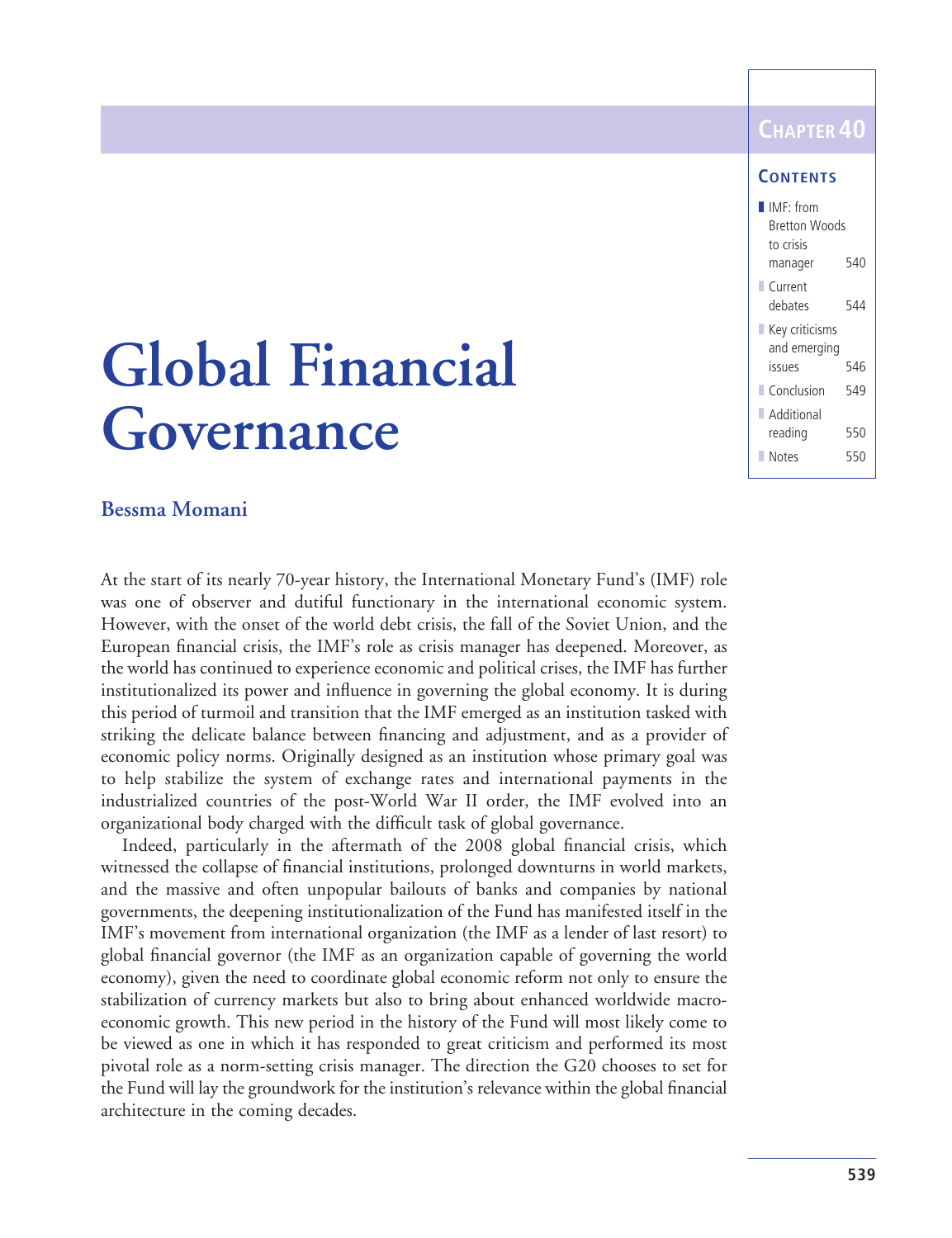Chapter 40

# Global Financial Governance

**Bessma Momani**

**Contents**

- IMF: from Bretton Woods to crisis manager 540
- Current debates 544
- Key criticisms and emerging issues 546
- Conclusion 549
- Additional reading 550
- Notes 550

At the start of its nearly 70-year history, the International Monetary Fund's (IMF) role was one of observer and dutiful functionary in the international economic system. However, with the onset of the world debt crisis, the fall of the Soviet Union, and the European financial crisis, the IMF's role as crisis manager has deepened. Moreover, as the world has continued to experience economic and political crises, the IMF has further institutionalized its power and influence in governing the global economy. It is during this period of turmoil and transition that the IMF emerged as an institution tasked with striking the delicate balance between financing and adjustment, and as a provider of economic policy norms. Originally designed as an institution whose primary goal was to help stabilize the system of exchange rates and international payments in the industrialized countries of the post-World War II order, the IMF evolved into an organizational body charged with the difficult task of global governance.

Indeed, particularly in the aftermath of the 2008 global financial crisis, which witnessed the collapse of financial institutions, prolonged downturns in world markets, and the massive and often unpopular bailouts of banks and companies by national governments, the deepening institutionalization of the Fund has manifested itself in the IMF's movement from international organization (the IMF as a lender of last resort) to global financial governor (the IMF as an organization capable of governing the world economy), given the need to coordinate global economic reform not only to ensure the stabilization of currency markets but also to bring about enhanced worldwide macroeconomic growth. This new period in the history of the Fund will most likely come to be viewed as one in which it has responded to great criticism and performed its most pivotal role as a norm-setting crisis manager. The direction the G20 chooses to set for the Fund will lay the groundwork for the institution's relevance within the global financial architecture in the coming decades.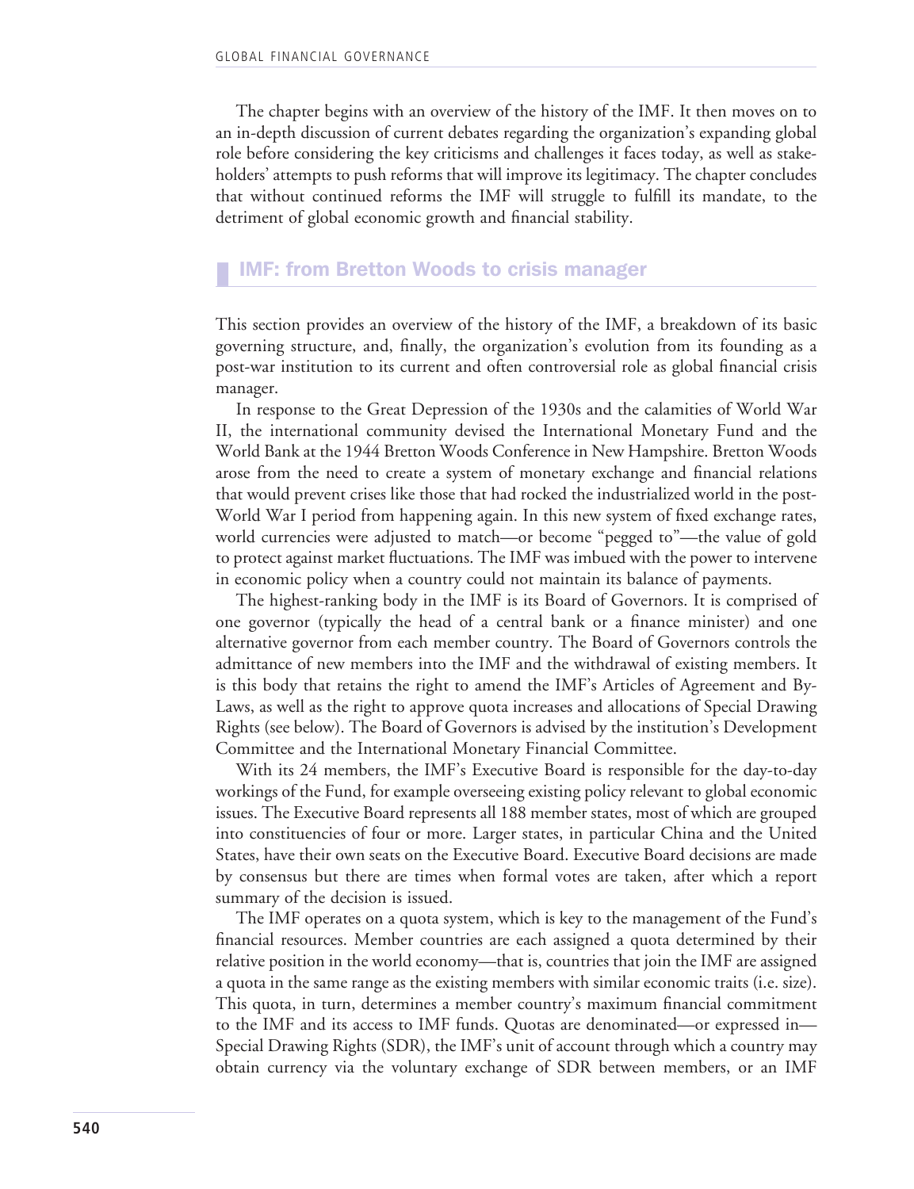The chapter begins with an overview of the history of the IMF. It then moves on to an in-depth discussion of current debates regarding the organization's expanding global role before considering the key criticisms and challenges it faces today, as well as stakeholders' attempts to push reforms that will improve its legitimacy. The chapter concludes that without continued reforms the IMF will struggle to fulfill its mandate, to the detriment of global economic growth and financial stability.

## IMF: from Bretton Woods to crisis manager

This section provides an overview of the history of the IMF, a breakdown of its basic governing structure, and, finally, the organization's evolution from its founding as a post-war institution to its current and often controversial role as global financial crisis manager.

In response to the Great Depression of the 1930s and the calamities of World War II, the international community devised the International Monetary Fund and the World Bank at the 1944 Bretton Woods Conference in New Hampshire. Bretton Woods arose from the need to create a system of monetary exchange and financial relations that would prevent crises like those that had rocked the industrialized world in the post-World War I period from happening again. In this new system of fixed exchange rates, world currencies were adjusted to match—or become "pegged to"—the value of gold to protect against market fluctuations. The IMF was imbued with the power to intervene in economic policy when a country could not maintain its balance of payments.

The highest-ranking body in the IMF is its Board of Governors. It is comprised of one governor (typically the head of a central bank or a finance minister) and one alternative governor from each member country. The Board of Governors controls the admittance of new members into the IMF and the withdrawal of existing members. It is this body that retains the right to amend the IMF's Articles of Agreement and By-Laws, as well as the right to approve quota increases and allocations of Special Drawing Rights (see below). The Board of Governors is advised by the institution's Development Committee and the International Monetary Financial Committee.

With its 24 members, the IMF's Executive Board is responsible for the day-to-day workings of the Fund, for example overseeing existing policy relevant to global economic issues. The Executive Board represents all 188 member states, most of which are grouped into constituencies of four or more. Larger states, in particular China and the United States, have their own seats on the Executive Board. Executive Board decisions are made by consensus but there are times when formal votes are taken, after which a report summary of the decision is issued.

The IMF operates on a quota system, which is key to the management of the Fund's financial resources. Member countries are each assigned a quota determined by their relative position in the world economy—that is, countries that join the IMF are assigned a quota in the same range as the existing members with similar economic traits (i.e. size). This quota, in turn, determines a member country's maximum financial commitment to the IMF and its access to IMF funds. Quotas are denominated—or expressed in—Special Drawing Rights (SDR), the IMF's unit of account through which a country may obtain currency via the voluntary exchange of SDR between members, or an IMF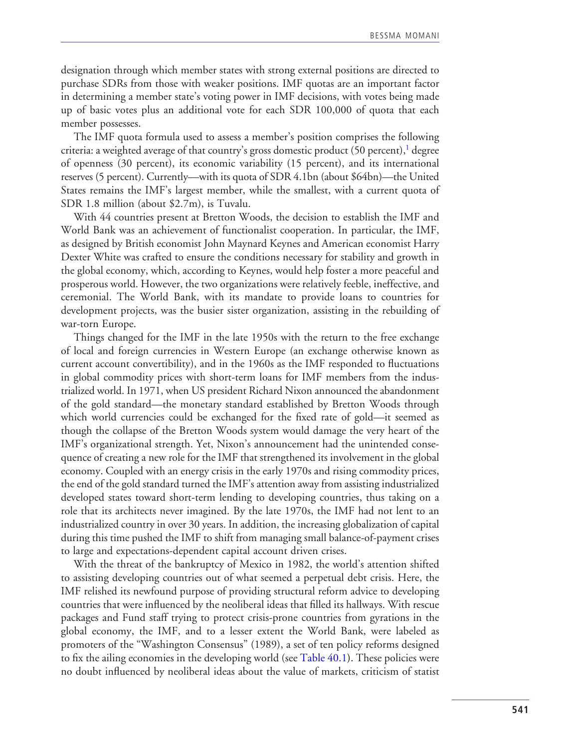designation through which member states with strong external positions are directed to purchase SDRs from those with weaker positions. IMF quotas are an important factor in determining a member state's voting power in IMF decisions, with votes being made up of basic votes plus an additional vote for each SDR 100,000 of quota that each member possesses.

The IMF quota formula used to assess a member's position comprises the following criteria: a weighted average of that country's gross domestic product (50 percent),[1] degree of openness (30 percent), its economic variability (15 percent), and its international reserves (5 percent). Currently—with its quota of SDR 4.1bn (about $64bn)—the United States remains the IMF's largest member, while the smallest, with a current quota of SDR 1.8 million (about $2.7m), is Tuvalu.

With 44 countries present at Bretton Woods, the decision to establish the IMF and World Bank was an achievement of functionalist cooperation. In particular, the IMF, as designed by British economist John Maynard Keynes and American economist Harry Dexter White was crafted to ensure the conditions necessary for stability and growth in the global economy, which, according to Keynes, would help foster a more peaceful and prosperous world. However, the two organizations were relatively feeble, ineffective, and ceremonial. The World Bank, with its mandate to provide loans to countries for development projects, was the busier sister organization, assisting in the rebuilding of war-torn Europe.

Things changed for the IMF in the late 1950s with the return to the free exchange of local and foreign currencies in Western Europe (an exchange otherwise known as current account convertibility), and in the 1960s as the IMF responded to fluctuations in global commodity prices with short-term loans for IMF members from the industrialized world. In 1971, when US president Richard Nixon announced the abandonment of the gold standard—the monetary standard established by Bretton Woods through which world currencies could be exchanged for the fixed rate of gold—it seemed as though the collapse of the Bretton Woods system would damage the very heart of the IMF's organizational strength. Yet, Nixon's announcement had the unintended consequence of creating a new role for the IMF that strengthened its involvement in the global economy. Coupled with an energy crisis in the early 1970s and rising commodity prices, the end of the gold standard turned the IMF's attention away from assisting industrialized developed states toward short-term lending to developing countries, thus taking on a role that its architects never imagined. By the late 1970s, the IMF had not lent to an industrialized country in over 30 years. In addition, the increasing globalization of capital during this time pushed the IMF to shift from managing small balance-of-payment crises to large and expectations-dependent capital account driven crises.

With the threat of the bankruptcy of Mexico in 1982, the world's attention shifted to assisting developing countries out of what seemed a perpetual debt crisis. Here, the IMF relished its newfound purpose of providing structural reform advice to developing countries that were influenced by the neoliberal ideas that filled its hallways. With rescue packages and Fund staff trying to protect crisis-prone countries from gyrations in the global economy, the IMF, and to a lesser extent the World Bank, were labeled as promoters of the "Washington Consensus" (1989), a set of ten policy reforms designed to fix the ailing economies in the developing world (see Table 40.1). These policies were no doubt influenced by neoliberal ideas about the value of markets, criticism of statist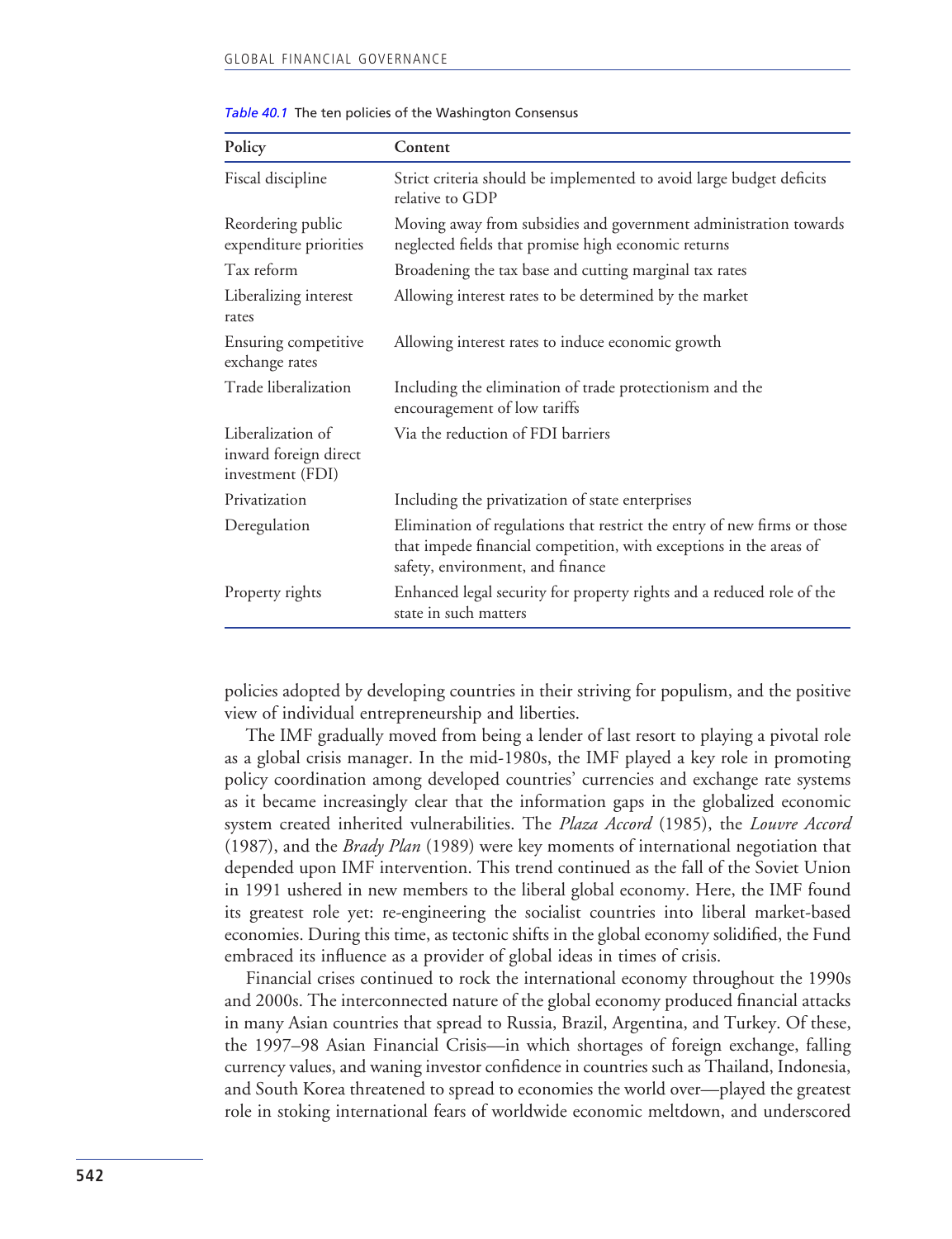*Table 40.1* The ten policies of the Washington Consensus

| Policy | Content |
|---|---|
| Fiscal discipline | Strict criteria should be implemented to avoid large budget deficits relative to GDP |
| Reordering public expenditure priorities | Moving away from subsidies and government administration towards neglected fields that promise high economic returns |
| Tax reform | Broadening the tax base and cutting marginal tax rates |
| Liberalizing interest rates | Allowing interest rates to be determined by the market |
| Ensuring competitive exchange rates | Allowing interest rates to induce economic growth |
| Trade liberalization | Including the elimination of trade protectionism and the encouragement of low tariffs |
| Liberalization of inward foreign direct investment (FDI) | Via the reduction of FDI barriers |
| Privatization | Including the privatization of state enterprises |
| Deregulation | Elimination of regulations that restrict the entry of new firms or those that impede financial competition, with exceptions in the areas of safety, environment, and finance |
| Property rights | Enhanced legal security for property rights and a reduced role of the state in such matters |

policies adopted by developing countries in their striving for populism, and the positive view of individual entrepreneurship and liberties.

The IMF gradually moved from being a lender of last resort to playing a pivotal role as a global crisis manager. In the mid-1980s, the IMF played a key role in promoting policy coordination among developed countries' currencies and exchange rate systems as it became increasingly clear that the information gaps in the globalized economic system created inherited vulnerabilities. The *Plaza Accord* (1985), the *Louvre Accord* (1987), and the *Brady Plan* (1989) were key moments of international negotiation that depended upon IMF intervention. This trend continued as the fall of the Soviet Union in 1991 ushered in new members to the liberal global economy. Here, the IMF found its greatest role yet: re-engineering the socialist countries into liberal market-based economies. During this time, as tectonic shifts in the global economy solidified, the Fund embraced its influence as a provider of global ideas in times of crisis.

Financial crises continued to rock the international economy throughout the 1990s and 2000s. The interconnected nature of the global economy produced financial attacks in many Asian countries that spread to Russia, Brazil, Argentina, and Turkey. Of these, the 1997–98 Asian Financial Crisis—in which shortages of foreign exchange, falling currency values, and waning investor confidence in countries such as Thailand, Indonesia, and South Korea threatened to spread to economies the world over—played the greatest role in stoking international fears of worldwide economic meltdown, and underscored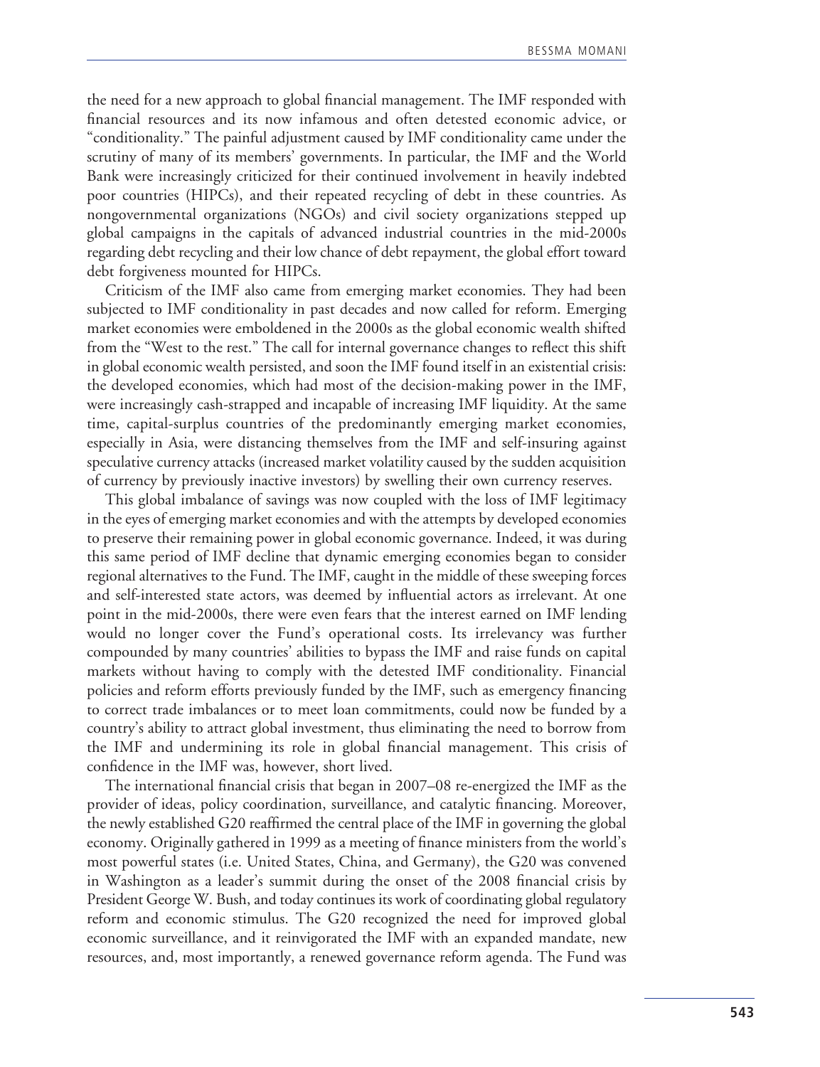the need for a new approach to global financial management. The IMF responded with financial resources and its now infamous and often detested economic advice, or "conditionality." The painful adjustment caused by IMF conditionality came under the scrutiny of many of its members' governments. In particular, the IMF and the World Bank were increasingly criticized for their continued involvement in heavily indebted poor countries (HIPCs), and their repeated recycling of debt in these countries. As nongovernmental organizations (NGOs) and civil society organizations stepped up global campaigns in the capitals of advanced industrial countries in the mid-2000s regarding debt recycling and their low chance of debt repayment, the global effort toward debt forgiveness mounted for HIPCs.

Criticism of the IMF also came from emerging market economies. They had been subjected to IMF conditionality in past decades and now called for reform. Emerging market economies were emboldened in the 2000s as the global economic wealth shifted from the "West to the rest." The call for internal governance changes to reflect this shift in global economic wealth persisted, and soon the IMF found itself in an existential crisis: the developed economies, which had most of the decision-making power in the IMF, were increasingly cash-strapped and incapable of increasing IMF liquidity. At the same time, capital-surplus countries of the predominantly emerging market economies, especially in Asia, were distancing themselves from the IMF and self-insuring against speculative currency attacks (increased market volatility caused by the sudden acquisition of currency by previously inactive investors) by swelling their own currency reserves.

This global imbalance of savings was now coupled with the loss of IMF legitimacy in the eyes of emerging market economies and with the attempts by developed economies to preserve their remaining power in global economic governance. Indeed, it was during this same period of IMF decline that dynamic emerging economies began to consider regional alternatives to the Fund. The IMF, caught in the middle of these sweeping forces and self-interested state actors, was deemed by influential actors as irrelevant. At one point in the mid-2000s, there were even fears that the interest earned on IMF lending would no longer cover the Fund's operational costs. Its irrelevancy was further compounded by many countries' abilities to bypass the IMF and raise funds on capital markets without having to comply with the detested IMF conditionality. Financial policies and reform efforts previously funded by the IMF, such as emergency financing to correct trade imbalances or to meet loan commitments, could now be funded by a country's ability to attract global investment, thus eliminating the need to borrow from the IMF and undermining its role in global financial management. This crisis of confidence in the IMF was, however, short lived.

The international financial crisis that began in 2007–08 re-energized the IMF as the provider of ideas, policy coordination, surveillance, and catalytic financing. Moreover, the newly established G20 reaffirmed the central place of the IMF in governing the global economy. Originally gathered in 1999 as a meeting of finance ministers from the world's most powerful states (i.e. United States, China, and Germany), the G20 was convened in Washington as a leader's summit during the onset of the 2008 financial crisis by President George W. Bush, and today continues its work of coordinating global regulatory reform and economic stimulus. The G20 recognized the need for improved global economic surveillance, and it reinvigorated the IMF with an expanded mandate, new resources, and, most importantly, a renewed governance reform agenda. The Fund was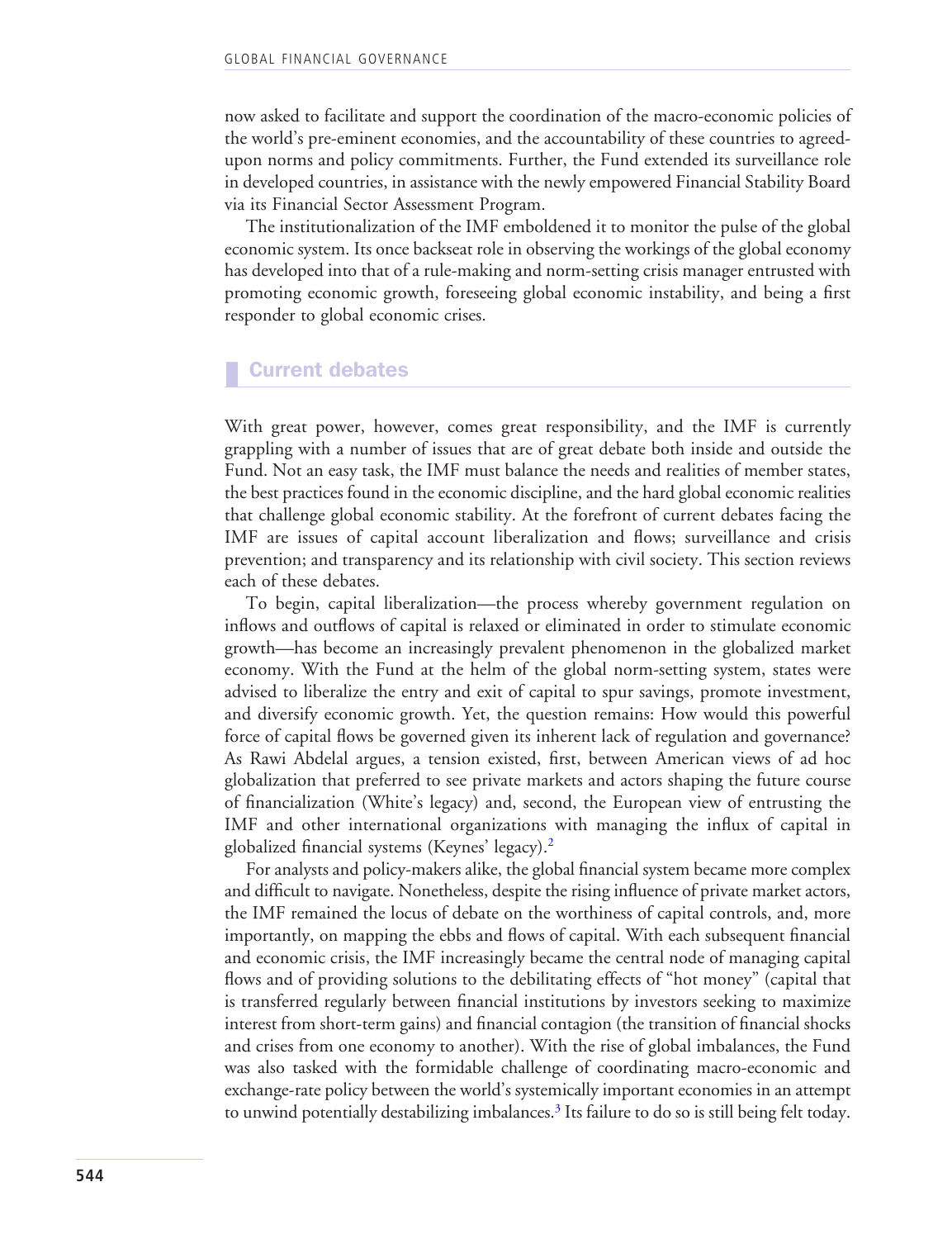now asked to facilitate and support the coordination of the macro-economic policies of the world's pre-eminent economies, and the accountability of these countries to agreed-upon norms and policy commitments. Further, the Fund extended its surveillance role in developed countries, in assistance with the newly empowered Financial Stability Board via its Financial Sector Assessment Program.

The institutionalization of the IMF emboldened it to monitor the pulse of the global economic system. Its once backseat role in observing the workings of the global economy has developed into that of a rule-making and norm-setting crisis manager entrusted with promoting economic growth, foreseeing global economic instability, and being a first responder to global economic crises.

## Current debates

With great power, however, comes great responsibility, and the IMF is currently grappling with a number of issues that are of great debate both inside and outside the Fund. Not an easy task, the IMF must balance the needs and realities of member states, the best practices found in the economic discipline, and the hard global economic realities that challenge global economic stability. At the forefront of current debates facing the IMF are issues of capital account liberalization and flows; surveillance and crisis prevention; and transparency and its relationship with civil society. This section reviews each of these debates.

To begin, capital liberalization—the process whereby government regulation on inflows and outflows of capital is relaxed or eliminated in order to stimulate economic growth—has become an increasingly prevalent phenomenon in the globalized market economy. With the Fund at the helm of the global norm-setting system, states were advised to liberalize the entry and exit of capital to spur savings, promote investment, and diversify economic growth. Yet, the question remains: How would this powerful force of capital flows be governed given its inherent lack of regulation and governance? As Rawi Abdelal argues, a tension existed, first, between American views of ad hoc globalization that preferred to see private markets and actors shaping the future course of financialization (White's legacy) and, second, the European view of entrusting the IMF and other international organizations with managing the influx of capital in globalized financial systems (Keynes' legacy).[2]

For analysts and policy-makers alike, the global financial system became more complex and difficult to navigate. Nonetheless, despite the rising influence of private market actors, the IMF remained the locus of debate on the worthiness of capital controls, and, more importantly, on mapping the ebbs and flows of capital. With each subsequent financial and economic crisis, the IMF increasingly became the central node of managing capital flows and of providing solutions to the debilitating effects of "hot money" (capital that is transferred regularly between financial institutions by investors seeking to maximize interest from short-term gains) and financial contagion (the transition of financial shocks and crises from one economy to another). With the rise of global imbalances, the Fund was also tasked with the formidable challenge of coordinating macro-economic and exchange-rate policy between the world's systemically important economies in an attempt to unwind potentially destabilizing imbalances.[3] Its failure to do so is still being felt today.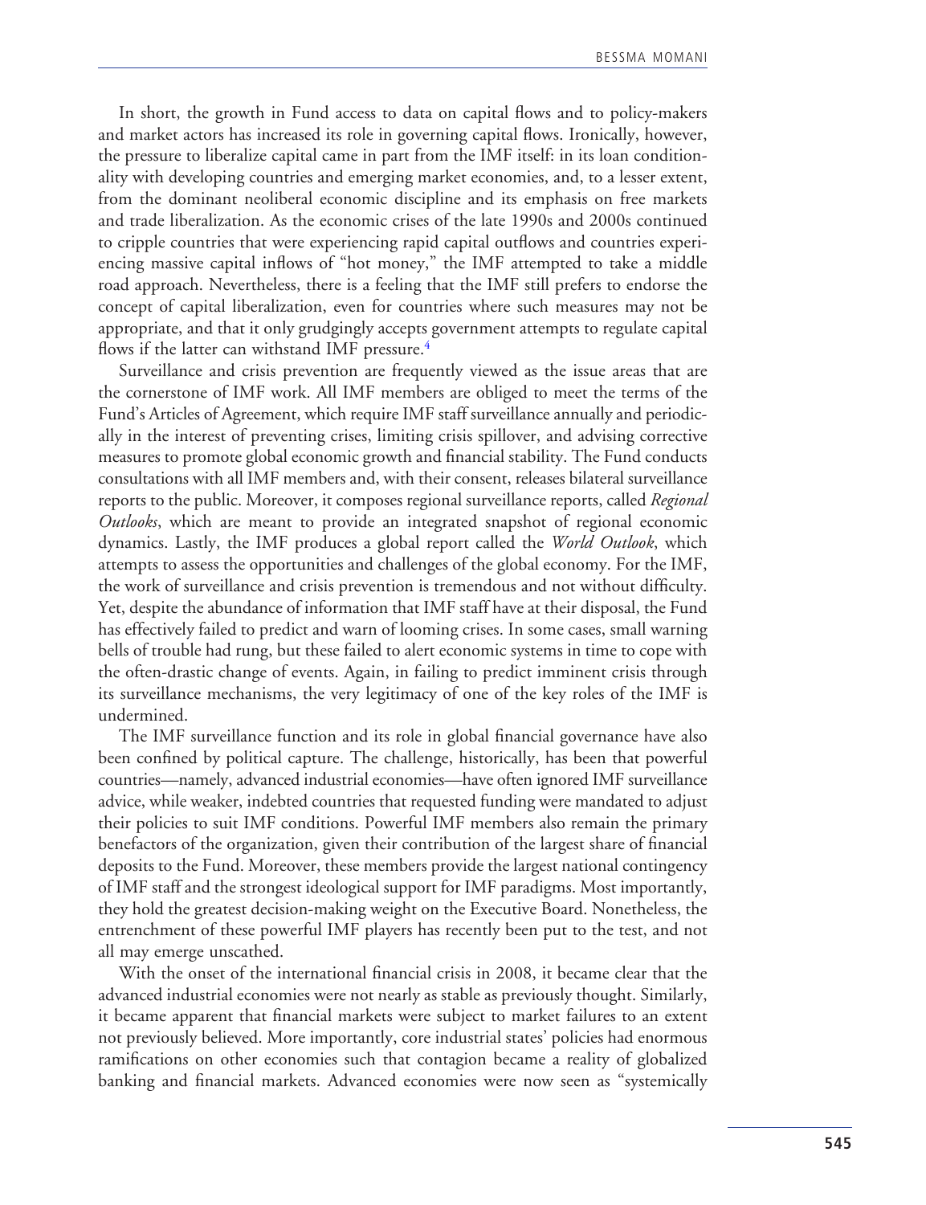In short, the growth in Fund access to data on capital flows and to policy-makers and market actors has increased its role in governing capital flows. Ironically, however, the pressure to liberalize capital came in part from the IMF itself: in its loan conditionality with developing countries and emerging market economies, and, to a lesser extent, from the dominant neoliberal economic discipline and its emphasis on free markets and trade liberalization. As the economic crises of the late 1990s and 2000s continued to cripple countries that were experiencing rapid capital outflows and countries experiencing massive capital inflows of "hot money," the IMF attempted to take a middle road approach. Nevertheless, there is a feeling that the IMF still prefers to endorse the concept of capital liberalization, even for countries where such measures may not be appropriate, and that it only grudgingly accepts government attempts to regulate capital flows if the latter can withstand IMF pressure.[4]

Surveillance and crisis prevention are frequently viewed as the issue areas that are the cornerstone of IMF work. All IMF members are obliged to meet the terms of the Fund's Articles of Agreement, which require IMF staff surveillance annually and periodically in the interest of preventing crises, limiting crisis spillover, and advising corrective measures to promote global economic growth and financial stability. The Fund conducts consultations with all IMF members and, with their consent, releases bilateral surveillance reports to the public. Moreover, it composes regional surveillance reports, called *Regional Outlooks*, which are meant to provide an integrated snapshot of regional economic dynamics. Lastly, the IMF produces a global report called the *World Outlook*, which attempts to assess the opportunities and challenges of the global economy. For the IMF, the work of surveillance and crisis prevention is tremendous and not without difficulty. Yet, despite the abundance of information that IMF staff have at their disposal, the Fund has effectively failed to predict and warn of looming crises. In some cases, small warning bells of trouble had rung, but these failed to alert economic systems in time to cope with the often-drastic change of events. Again, in failing to predict imminent crisis through its surveillance mechanisms, the very legitimacy of one of the key roles of the IMF is undermined.

The IMF surveillance function and its role in global financial governance have also been confined by political capture. The challenge, historically, has been that powerful countries—namely, advanced industrial economies—have often ignored IMF surveillance advice, while weaker, indebted countries that requested funding were mandated to adjust their policies to suit IMF conditions. Powerful IMF members also remain the primary benefactors of the organization, given their contribution of the largest share of financial deposits to the Fund. Moreover, these members provide the largest national contingency of IMF staff and the strongest ideological support for IMF paradigms. Most importantly, they hold the greatest decision-making weight on the Executive Board. Nonetheless, the entrenchment of these powerful IMF players has recently been put to the test, and not all may emerge unscathed.

With the onset of the international financial crisis in 2008, it became clear that the advanced industrial economies were not nearly as stable as previously thought. Similarly, it became apparent that financial markets were subject to market failures to an extent not previously believed. More importantly, core industrial states' policies had enormous ramifications on other economies such that contagion became a reality of globalized banking and financial markets. Advanced economies were now seen as "systemically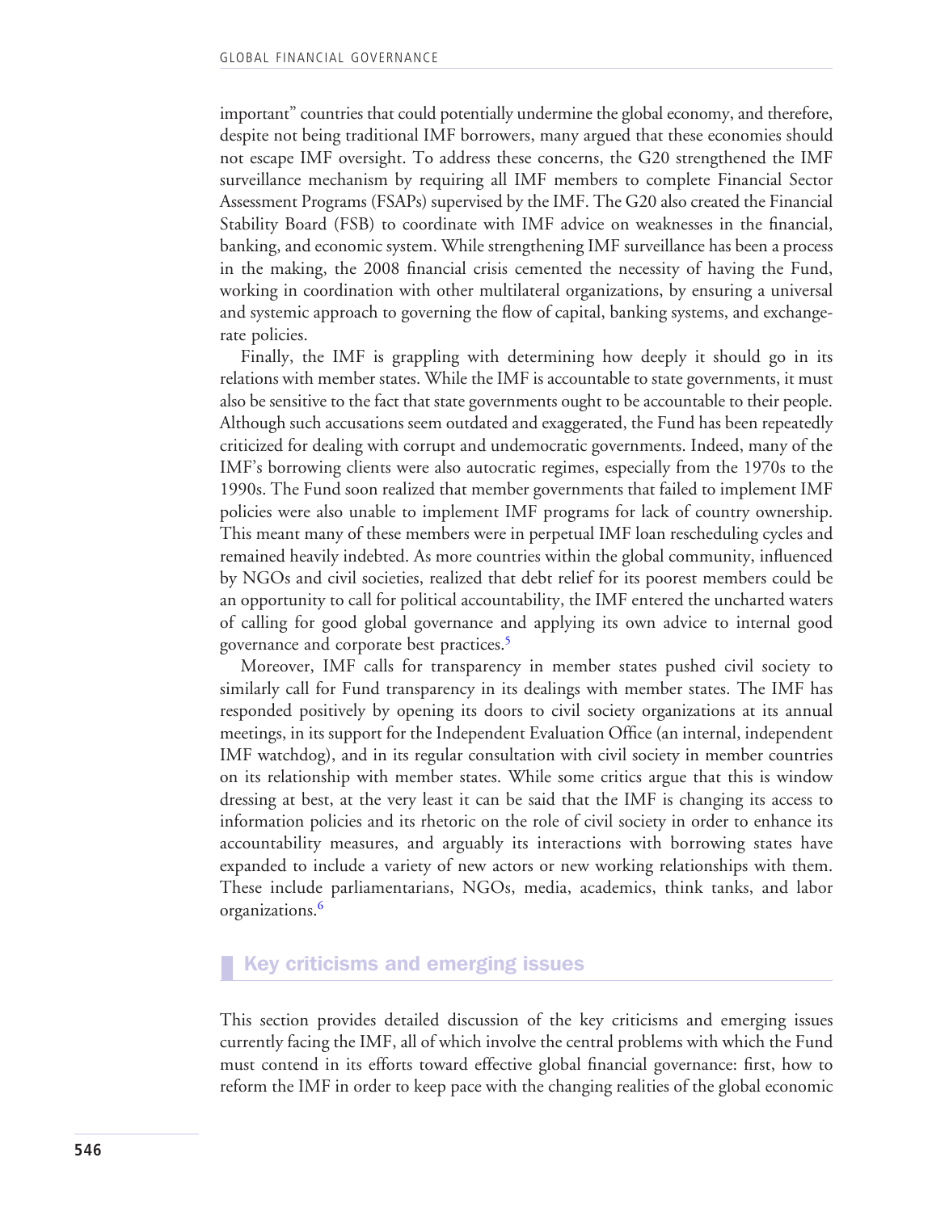important" countries that could potentially undermine the global economy, and therefore, despite not being traditional IMF borrowers, many argued that these economies should not escape IMF oversight. To address these concerns, the G20 strengthened the IMF surveillance mechanism by requiring all IMF members to complete Financial Sector Assessment Programs (FSAPs) supervised by the IMF. The G20 also created the Financial Stability Board (FSB) to coordinate with IMF advice on weaknesses in the financial, banking, and economic system. While strengthening IMF surveillance has been a process in the making, the 2008 financial crisis cemented the necessity of having the Fund, working in coordination with other multilateral organizations, by ensuring a universal and systemic approach to governing the flow of capital, banking systems, and exchange-rate policies.

Finally, the IMF is grappling with determining how deeply it should go in its relations with member states. While the IMF is accountable to state governments, it must also be sensitive to the fact that state governments ought to be accountable to their people. Although such accusations seem outdated and exaggerated, the Fund has been repeatedly criticized for dealing with corrupt and undemocratic governments. Indeed, many of the IMF's borrowing clients were also autocratic regimes, especially from the 1970s to the 1990s. The Fund soon realized that member governments that failed to implement IMF policies were also unable to implement IMF programs for lack of country ownership. This meant many of these members were in perpetual IMF loan rescheduling cycles and remained heavily indebted. As more countries within the global community, influenced by NGOs and civil societies, realized that debt relief for its poorest members could be an opportunity to call for political accountability, the IMF entered the uncharted waters of calling for good global governance and applying its own advice to internal good governance and corporate best practices.[5]

Moreover, IMF calls for transparency in member states pushed civil society to similarly call for Fund transparency in its dealings with member states. The IMF has responded positively by opening its doors to civil society organizations at its annual meetings, in its support for the Independent Evaluation Office (an internal, independent IMF watchdog), and in its regular consultation with civil society in member countries on its relationship with member states. While some critics argue that this is window dressing at best, at the very least it can be said that the IMF is changing its access to information policies and its rhetoric on the role of civil society in order to enhance its accountability measures, and arguably its interactions with borrowing states have expanded to include a variety of new actors or new working relationships with them. These include parliamentarians, NGOs, media, academics, think tanks, and labor organizations.[6]

## Key criticisms and emerging issues

This section provides detailed discussion of the key criticisms and emerging issues currently facing the IMF, all of which involve the central problems with which the Fund must contend in its efforts toward effective global financial governance: first, how to reform the IMF in order to keep pace with the changing realities of the global economic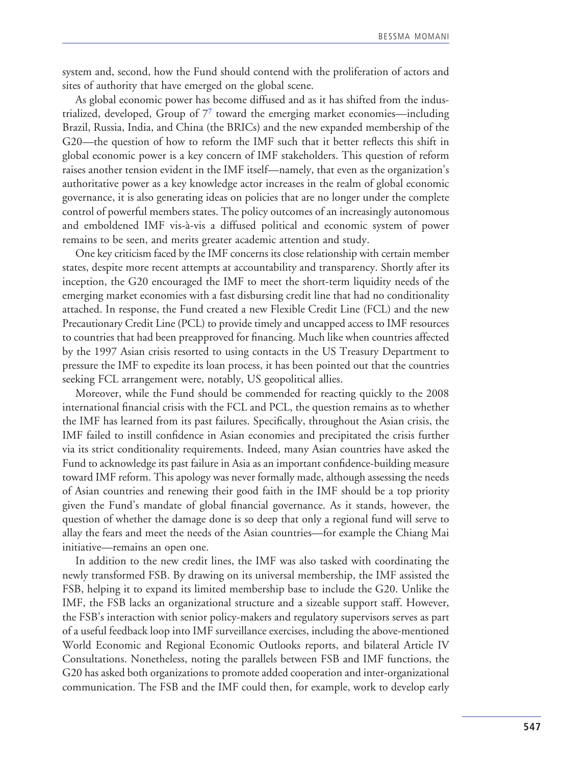system and, second, how the Fund should contend with the proliferation of actors and sites of authority that have emerged on the global scene.

As global economic power has become diffused and as it has shifted from the industrialized, developed, Group of 7[7] toward the emerging market economies—including Brazil, Russia, India, and China (the BRICs) and the new expanded membership of the G20—the question of how to reform the IMF such that it better reflects this shift in global economic power is a key concern of IMF stakeholders. This question of reform raises another tension evident in the IMF itself—namely, that even as the organization's authoritative power as a key knowledge actor increases in the realm of global economic governance, it is also generating ideas on policies that are no longer under the complete control of powerful members states. The policy outcomes of an increasingly autonomous and emboldened IMF vis-à-vis a diffused political and economic system of power remains to be seen, and merits greater academic attention and study.

One key criticism faced by the IMF concerns its close relationship with certain member states, despite more recent attempts at accountability and transparency. Shortly after its inception, the G20 encouraged the IMF to meet the short-term liquidity needs of the emerging market economies with a fast disbursing credit line that had no conditionality attached. In response, the Fund created a new Flexible Credit Line (FCL) and the new Precautionary Credit Line (PCL) to provide timely and uncapped access to IMF resources to countries that had been preapproved for financing. Much like when countries affected by the 1997 Asian crisis resorted to using contacts in the US Treasury Department to pressure the IMF to expedite its loan process, it has been pointed out that the countries seeking FCL arrangement were, notably, US geopolitical allies.

Moreover, while the Fund should be commended for reacting quickly to the 2008 international financial crisis with the FCL and PCL, the question remains as to whether the IMF has learned from its past failures. Specifically, throughout the Asian crisis, the IMF failed to instill confidence in Asian economies and precipitated the crisis further via its strict conditionality requirements. Indeed, many Asian countries have asked the Fund to acknowledge its past failure in Asia as an important confidence-building measure toward IMF reform. This apology was never formally made, although assessing the needs of Asian countries and renewing their good faith in the IMF should be a top priority given the Fund's mandate of global financial governance. As it stands, however, the question of whether the damage done is so deep that only a regional fund will serve to allay the fears and meet the needs of the Asian countries—for example the Chiang Mai initiative—remains an open one.

In addition to the new credit lines, the IMF was also tasked with coordinating the newly transformed FSB. By drawing on its universal membership, the IMF assisted the FSB, helping it to expand its limited membership base to include the G20. Unlike the IMF, the FSB lacks an organizational structure and a sizeable support staff. However, the FSB's interaction with senior policy-makers and regulatory supervisors serves as part of a useful feedback loop into IMF surveillance exercises, including the above-mentioned World Economic and Regional Economic Outlooks reports, and bilateral Article IV Consultations. Nonetheless, noting the parallels between FSB and IMF functions, the G20 has asked both organizations to promote added cooperation and inter-organizational communication. The FSB and the IMF could then, for example, work to develop early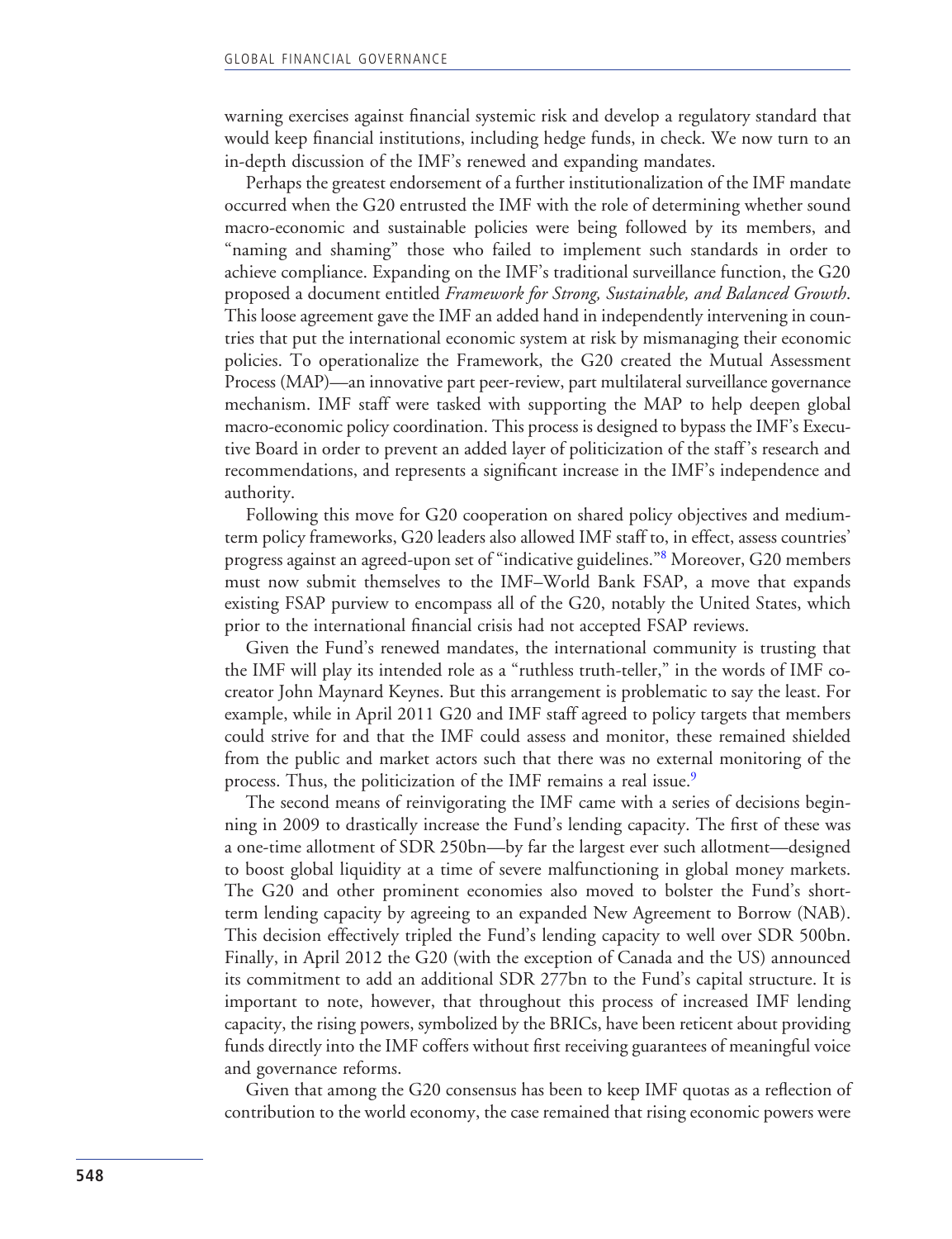warning exercises against financial systemic risk and develop a regulatory standard that would keep financial institutions, including hedge funds, in check. We now turn to an in-depth discussion of the IMF's renewed and expanding mandates.

Perhaps the greatest endorsement of a further institutionalization of the IMF mandate occurred when the G20 entrusted the IMF with the role of determining whether sound macro-economic and sustainable policies were being followed by its members, and "naming and shaming" those who failed to implement such standards in order to achieve compliance. Expanding on the IMF's traditional surveillance function, the G20 proposed a document entitled *Framework for Strong, Sustainable, and Balanced Growth*. This loose agreement gave the IMF an added hand in independently intervening in countries that put the international economic system at risk by mismanaging their economic policies. To operationalize the Framework, the G20 created the Mutual Assessment Process (MAP)—an innovative part peer-review, part multilateral surveillance governance mechanism. IMF staff were tasked with supporting the MAP to help deepen global macro-economic policy coordination. This process is designed to bypass the IMF's Executive Board in order to prevent an added layer of politicization of the staff's research and recommendations, and represents a significant increase in the IMF's independence and authority.

Following this move for G20 cooperation on shared policy objectives and medium-term policy frameworks, G20 leaders also allowed IMF staff to, in effect, assess countries' progress against an agreed-upon set of "indicative guidelines."[8] Moreover, G20 members must now submit themselves to the IMF–World Bank FSAP, a move that expands existing FSAP purview to encompass all of the G20, notably the United States, which prior to the international financial crisis had not accepted FSAP reviews.

Given the Fund's renewed mandates, the international community is trusting that the IMF will play its intended role as a "ruthless truth-teller," in the words of IMF co-creator John Maynard Keynes. But this arrangement is problematic to say the least. For example, while in April 2011 G20 and IMF staff agreed to policy targets that members could strive for and that the IMF could assess and monitor, these remained shielded from the public and market actors such that there was no external monitoring of the process. Thus, the politicization of the IMF remains a real issue.[9]

The second means of reinvigorating the IMF came with a series of decisions beginning in 2009 to drastically increase the Fund's lending capacity. The first of these was a one-time allotment of SDR 250bn—by far the largest ever such allotment—designed to boost global liquidity at a time of severe malfunctioning in global money markets. The G20 and other prominent economies also moved to bolster the Fund's short-term lending capacity by agreeing to an expanded New Agreement to Borrow (NAB). This decision effectively tripled the Fund's lending capacity to well over SDR 500bn. Finally, in April 2012 the G20 (with the exception of Canada and the US) announced its commitment to add an additional SDR 277bn to the Fund's capital structure. It is important to note, however, that throughout this process of increased IMF lending capacity, the rising powers, symbolized by the BRICs, have been reticent about providing funds directly into the IMF coffers without first receiving guarantees of meaningful voice and governance reforms.

Given that among the G20 consensus has been to keep IMF quotas as a reflection of contribution to the world economy, the case remained that rising economic powers were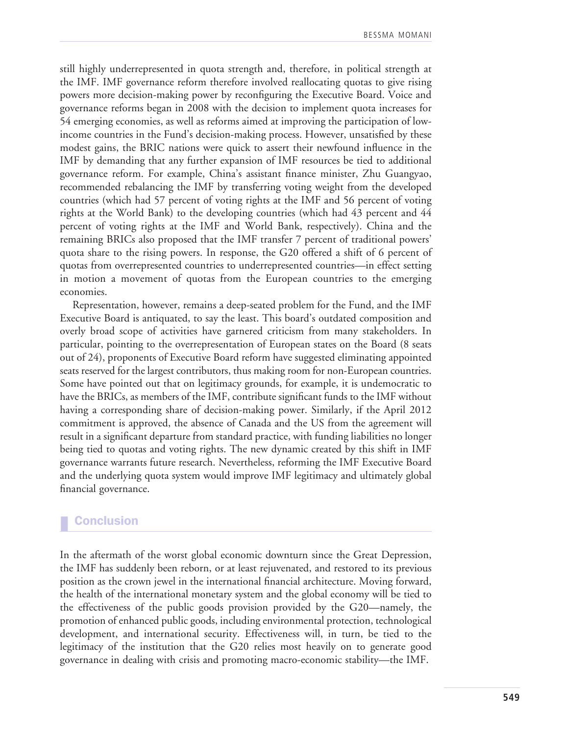still highly underrepresented in quota strength and, therefore, in political strength at the IMF. IMF governance reform therefore involved reallocating quotas to give rising powers more decision-making power by reconfiguring the Executive Board. Voice and governance reforms began in 2008 with the decision to implement quota increases for 54 emerging economies, as well as reforms aimed at improving the participation of low-income countries in the Fund's decision-making process. However, unsatisfied by these modest gains, the BRIC nations were quick to assert their newfound influence in the IMF by demanding that any further expansion of IMF resources be tied to additional governance reform. For example, China's assistant finance minister, Zhu Guangyao, recommended rebalancing the IMF by transferring voting weight from the developed countries (which had 57 percent of voting rights at the IMF and 56 percent of voting rights at the World Bank) to the developing countries (which had 43 percent and 44 percent of voting rights at the IMF and World Bank, respectively). China and the remaining BRICs also proposed that the IMF transfer 7 percent of traditional powers' quota share to the rising powers. In response, the G20 offered a shift of 6 percent of quotas from overrepresented countries to underrepresented countries—in effect setting in motion a movement of quotas from the European countries to the emerging economies.

Representation, however, remains a deep-seated problem for the Fund, and the IMF Executive Board is antiquated, to say the least. This board's outdated composition and overly broad scope of activities have garnered criticism from many stakeholders. In particular, pointing to the overrepresentation of European states on the Board (8 seats out of 24), proponents of Executive Board reform have suggested eliminating appointed seats reserved for the largest contributors, thus making room for non-European countries. Some have pointed out that on legitimacy grounds, for example, it is undemocratic to have the BRICs, as members of the IMF, contribute significant funds to the IMF without having a corresponding share of decision-making power. Similarly, if the April 2012 commitment is approved, the absence of Canada and the US from the agreement will result in a significant departure from standard practice, with funding liabilities no longer being tied to quotas and voting rights. The new dynamic created by this shift in IMF governance warrants future research. Nevertheless, reforming the IMF Executive Board and the underlying quota system would improve IMF legitimacy and ultimately global financial governance.

## Conclusion

In the aftermath of the worst global economic downturn since the Great Depression, the IMF has suddenly been reborn, or at least rejuvenated, and restored to its previous position as the crown jewel in the international financial architecture. Moving forward, the health of the international monetary system and the global economy will be tied to the effectiveness of the public goods provision provided by the G20—namely, the promotion of enhanced public goods, including environmental protection, technological development, and international security. Effectiveness will, in turn, be tied to the legitimacy of the institution that the G20 relies most heavily on to generate good governance in dealing with crisis and promoting macro-economic stability—the IMF.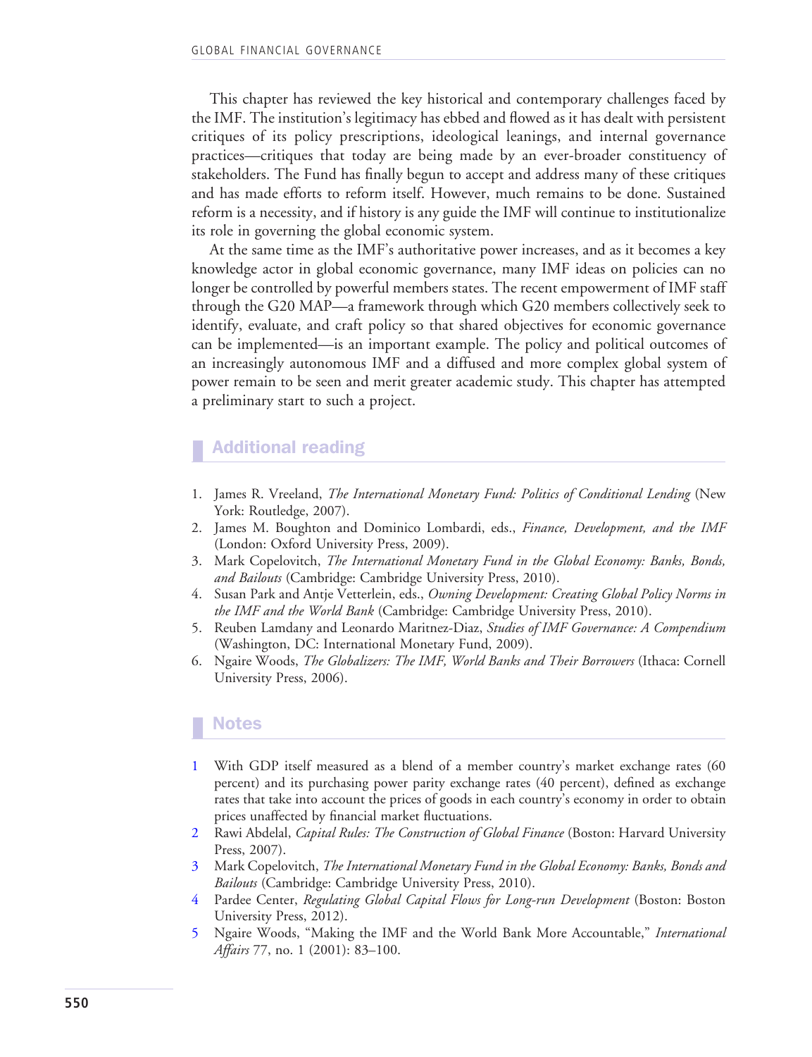This chapter has reviewed the key historical and contemporary challenges faced by the IMF. The institution's legitimacy has ebbed and flowed as it has dealt with persistent critiques of its policy prescriptions, ideological leanings, and internal governance practices—critiques that today are being made by an ever-broader constituency of stakeholders. The Fund has finally begun to accept and address many of these critiques and has made efforts to reform itself. However, much remains to be done. Sustained reform is a necessity, and if history is any guide the IMF will continue to institutionalize its role in governing the global economic system.

At the same time as the IMF's authoritative power increases, and as it becomes a key knowledge actor in global economic governance, many IMF ideas on policies can no longer be controlled by powerful members states. The recent empowerment of IMF staff through the G20 MAP—a framework through which G20 members collectively seek to identify, evaluate, and craft policy so that shared objectives for economic governance can be implemented—is an important example. The policy and political outcomes of an increasingly autonomous IMF and a diffused and more complex global system of power remain to be seen and merit greater academic study. This chapter has attempted a preliminary start to such a project.

## Additional reading

1. James R. Vreeland, *The International Monetary Fund: Politics of Conditional Lending* (New York: Routledge, 2007).
2. James M. Boughton and Dominico Lombardi, eds., *Finance, Development, and the IMF* (London: Oxford University Press, 2009).
3. Mark Copelovitch, *The International Monetary Fund in the Global Economy: Banks, Bonds, and Bailouts* (Cambridge: Cambridge University Press, 2010).
4. Susan Park and Antje Vetterlein, eds., *Owning Development: Creating Global Policy Norms in the IMF and the World Bank* (Cambridge: Cambridge University Press, 2010).
5. Reuben Lamdany and Leonardo Maritnez-Diaz, *Studies of IMF Governance: A Compendium* (Washington, DC: International Monetary Fund, 2009).
6. Ngaire Woods, *The Globalizers: The IMF, World Banks and Their Borrowers* (Ithaca: Cornell University Press, 2006).

## Notes

1. With GDP itself measured as a blend of a member country's market exchange rates (60 percent) and its purchasing power parity exchange rates (40 percent), defined as exchange rates that take into account the prices of goods in each country's economy in order to obtain prices unaffected by financial market fluctuations.
2. Rawi Abdelal, *Capital Rules: The Construction of Global Finance* (Boston: Harvard University Press, 2007).
3. Mark Copelovitch, *The International Monetary Fund in the Global Economy: Banks, Bonds and Bailouts* (Cambridge: Cambridge University Press, 2010).
4. Pardee Center, *Regulating Global Capital Flows for Long-run Development* (Boston: Boston University Press, 2012).
5. Ngaire Woods, "Making the IMF and the World Bank More Accountable," *International Affairs* 77, no. 1 (2001): 83–100.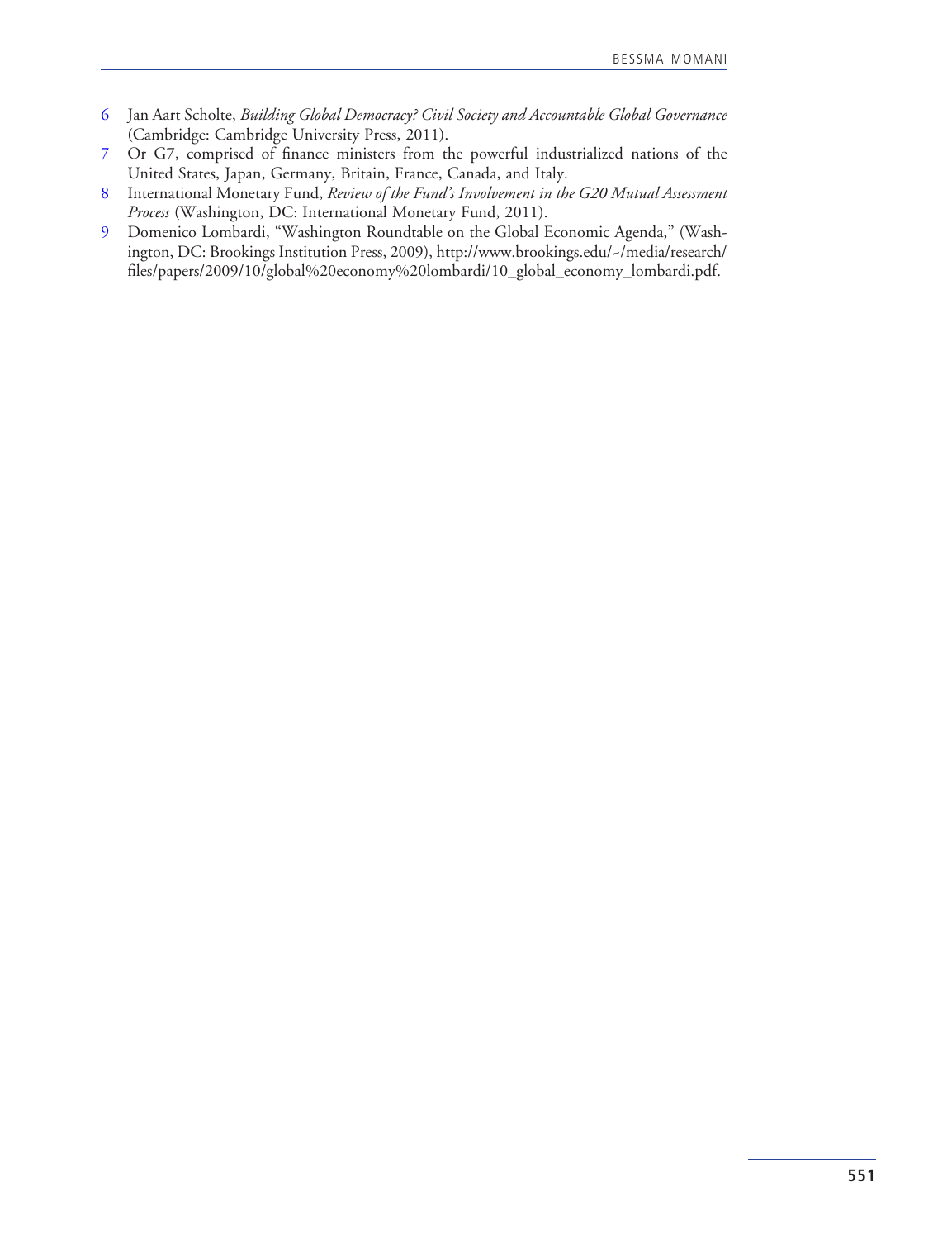6 Jan Aart Scholte, *Building Global Democracy? Civil Society and Accountable Global Governance* (Cambridge: Cambridge University Press, 2011).

7 Or G7, comprised of finance ministers from the powerful industrialized nations of the United States, Japan, Germany, Britain, France, Canada, and Italy.

8 International Monetary Fund, *Review of the Fund's Involvement in the G20 Mutual Assessment Process* (Washington, DC: International Monetary Fund, 2011).

9 Domenico Lombardi, "Washington Roundtable on the Global Economic Agenda," (Washington, DC: Brookings Institution Press, 2009), http://www.brookings.edu/~/media/research/files/papers/2009/10/global%20economy%20lombardi/10_global_economy_lombardi.pdf.